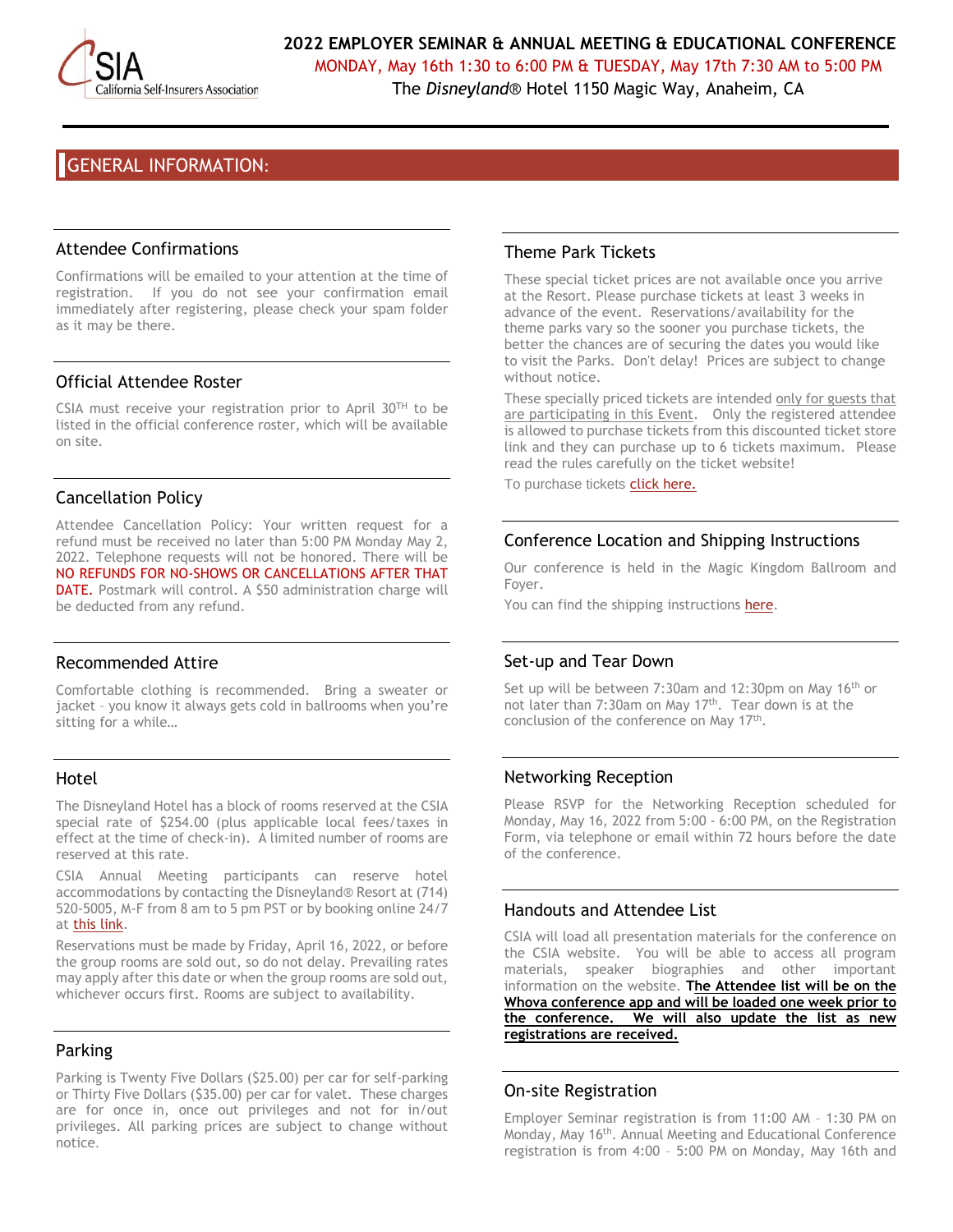CSIA California Self-Insurers Association

# 2022 EMPLOYER SEMINAR & ANNUAL MEETING & EDUCATIONAL CONFERENCE

MONDAY, May 16th 1:30 to 6:00 PM & TUESDAY, May 17th 7:30 AM to 5:00 PM

The *Disneyland*® Hotel 1150 Magic Way, Anaheim, CA

## GENERAL INFORMATION:

### Attendee Confirmations

Confirmations will be emailed to your attention at the time of registration. If you do not see your confirmation email immediately after registering, please check your spam folder as it may be there.

### Official Attendee Roster

CSIA must receive your registration prior to April 30TH to be listed in the official conference roster, which will be available on site.

### Cancellation Policy

Attendee Cancellation Policy: Your written request for a refund must be received no later than 5:00 PM Monday May 2, 2022. Telephone requests will not be honored. There will be NO REFUNDS FOR NO-SHOWS OR CANCELLATIONS AFTER THAT DATE. Postmark will control. A $50 administration charge will be deducted from any refund.

### Recommended Attire

Comfortable clothing is recommended. Bring a sweater or jacket – you know it always gets cold in ballrooms when you're sitting for a while…

### Hotel

The Disneyland Hotel has a block of rooms reserved at the CSIA special rate of $254.00 (plus applicable local fees/taxes in effect at the time of check-in). A limited number of rooms are reserved at this rate.

CSIA Annual Meeting participants can reserve hotel accommodations by contacting the Disneyland® Resort at (714) 520-5005, M-F from 8 am to 5 pm PST or by booking online 24/7 at this link.

Reservations must be made by Friday, April 16, 2022, or before the group rooms are sold out, so do not delay. Prevailing rates may apply after this date or when the group rooms are sold out, whichever occurs first. Rooms are subject to availability.

### Parking

Parking is Twenty Five Dollars ($25.00) per car for self-parking or Thirty Five Dollars ($35.00) per car for valet. These charges are for once in, once out privileges and not for in/out privileges. All parking prices are subject to change without notice.

### Theme Park Tickets

These special ticket prices are not available once you arrive at the Resort. Please purchase tickets at least 3 weeks in advance of the event. Reservations/availability for the theme parks vary so the sooner you purchase tickets, the better the chances are of securing the dates you would like to visit the Parks. Don't delay! Prices are subject to change without notice.

These specially priced tickets are intended only for guests that are participating in this Event. Only the registered attendee is allowed to purchase tickets from this discounted ticket store link and they can purchase up to 6 tickets maximum. Please read the rules carefully on the ticket website!

To purchase tickets click here.

### Conference Location and Shipping Instructions

Our conference is held in the Magic Kingdom Ballroom and Foyer.

You can find the shipping instructions here.

### Set-up and Tear Down

Set up will be between 7:30am and 12:30pm on May 16th or not later than 7:30am on May 17th. Tear down is at the conclusion of the conference on May 17th.

### Networking Reception

Please RSVP for the Networking Reception scheduled for Monday, May 16, 2022 from 5:00 - 6:00 PM, on the Registration Form, via telephone or email within 72 hours before the date of the conference.

### Handouts and Attendee List

CSIA will load all presentation materials for the conference on the CSIA website. You will be able to access all program materials, speaker biographies and other important information on the website. **The Attendee list will be on the Whova conference app and will be loaded one week prior to the conference. We will also update the list as new registrations are received.**

### On-site Registration

Employer Seminar registration is from 11:00 AM – 1:30 PM on Monday, May 16th. Annual Meeting and Educational Conference registration is from 4:00 – 5:00 PM on Monday, May 16th and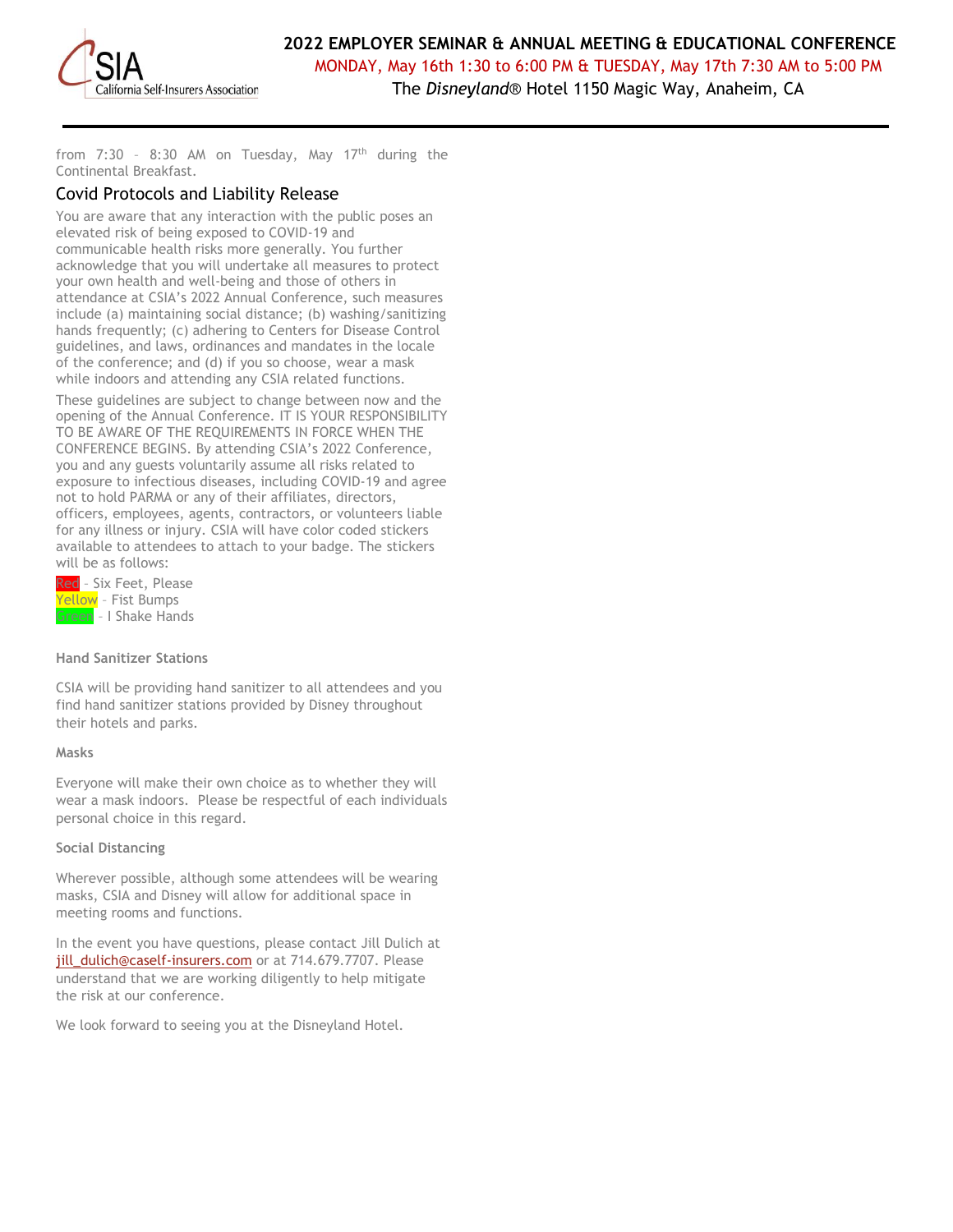from 7:30 – 8:30 AM on Tuesday, May 17th during the Continental Breakfast.

## Covid Protocols and Liability Release

You are aware that any interaction with the public poses an elevated risk of being exposed to COVID-19 and communicable health risks more generally. You further acknowledge that you will undertake all measures to protect your own health and well-being and those of others in attendance at CSIA's 2022 Annual Conference, such measures include (a) maintaining social distance; (b) washing/sanitizing hands frequently; (c) adhering to Centers for Disease Control guidelines, and laws, ordinances and mandates in the locale of the conference; and (d) if you so choose, wear a mask while indoors and attending any CSIA related functions.

These guidelines are subject to change between now and the opening of the Annual Conference. IT IS YOUR RESPONSIBILITY TO BE AWARE OF THE REQUIREMENTS IN FORCE WHEN THE CONFERENCE BEGINS. By attending CSIA's 2022 Conference, you and any guests voluntarily assume all risks related to exposure to infectious diseases, including COVID-19 and agree not to hold PARMA or any of their affiliates, directors, officers, employees, agents, contractors, or volunteers liable for any illness or injury. CSIA will have color coded stickers available to attendees to attach to your badge. The stickers will be as follows:

Red – Six Feet, Please
Yellow – Fist Bumps
Green – I Shake Hands

**Hand Sanitizer Stations**

CSIA will be providing hand sanitizer to all attendees and you find hand sanitizer stations provided by Disney throughout their hotels and parks.

**Masks**

Everyone will make their own choice as to whether they will wear a mask indoors. Please be respectful of each individuals personal choice in this regard.

**Social Distancing**

Wherever possible, although some attendees will be wearing masks, CSIA and Disney will allow for additional space in meeting rooms and functions.

In the event you have questions, please contact Jill Dulich at jill_dulich@caself-insurers.com or at 714.679.7707. Please understand that we are working diligently to help mitigate the risk at our conference.

We look forward to seeing you at the Disneyland Hotel.